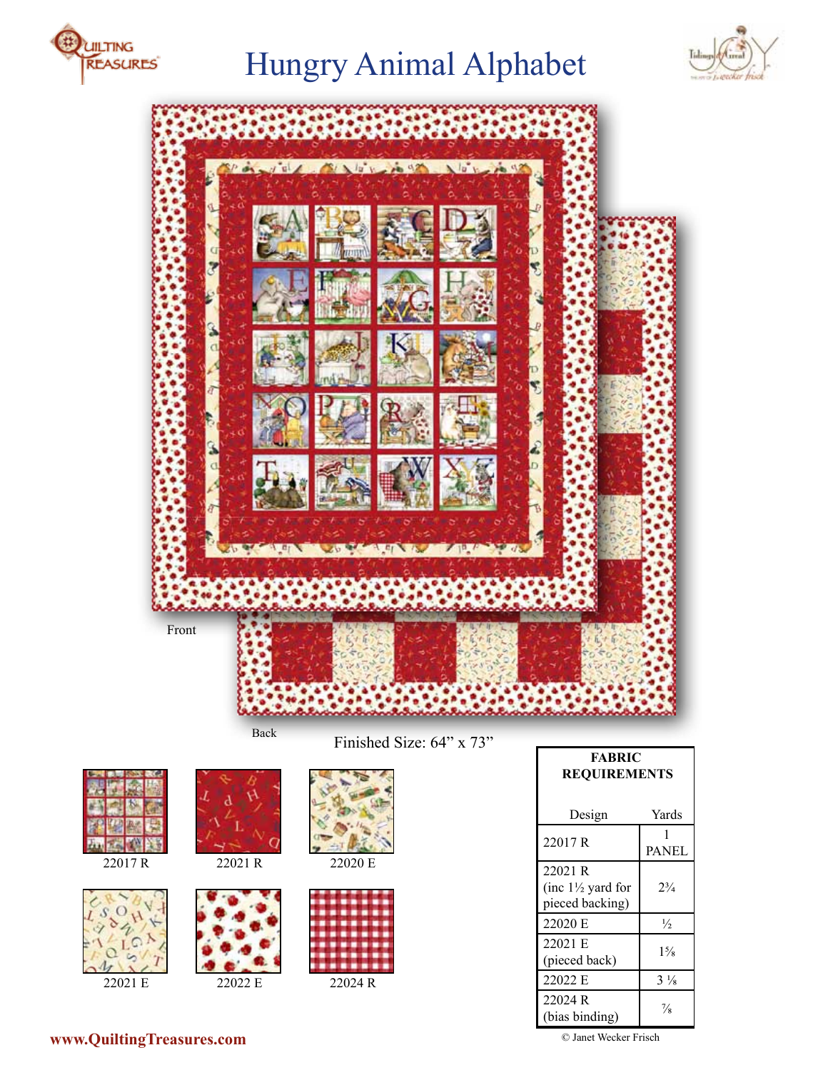# Hungry Animal Alphabet

Front

Back

Finished Size: 64" x 73"

22017 R

22021 R

22020 E

22021 E

22022 E

22024 R

| FABRIC REQUIREMENTS | |
|---|---|
| Design | Yards |
| 22017 R | 1 PANEL |
| 22021 R (inc 1½ yard for pieced backing) | 2¾ |
| 22020 E | ½ |
| 22021 E (pieced back) | 1⅝ |
| 22022 E | 3 ⅛ |
| 22024 R (bias binding) | ⅞ |

www.QuiltingTreasures.com

© Janet Wecker Frisch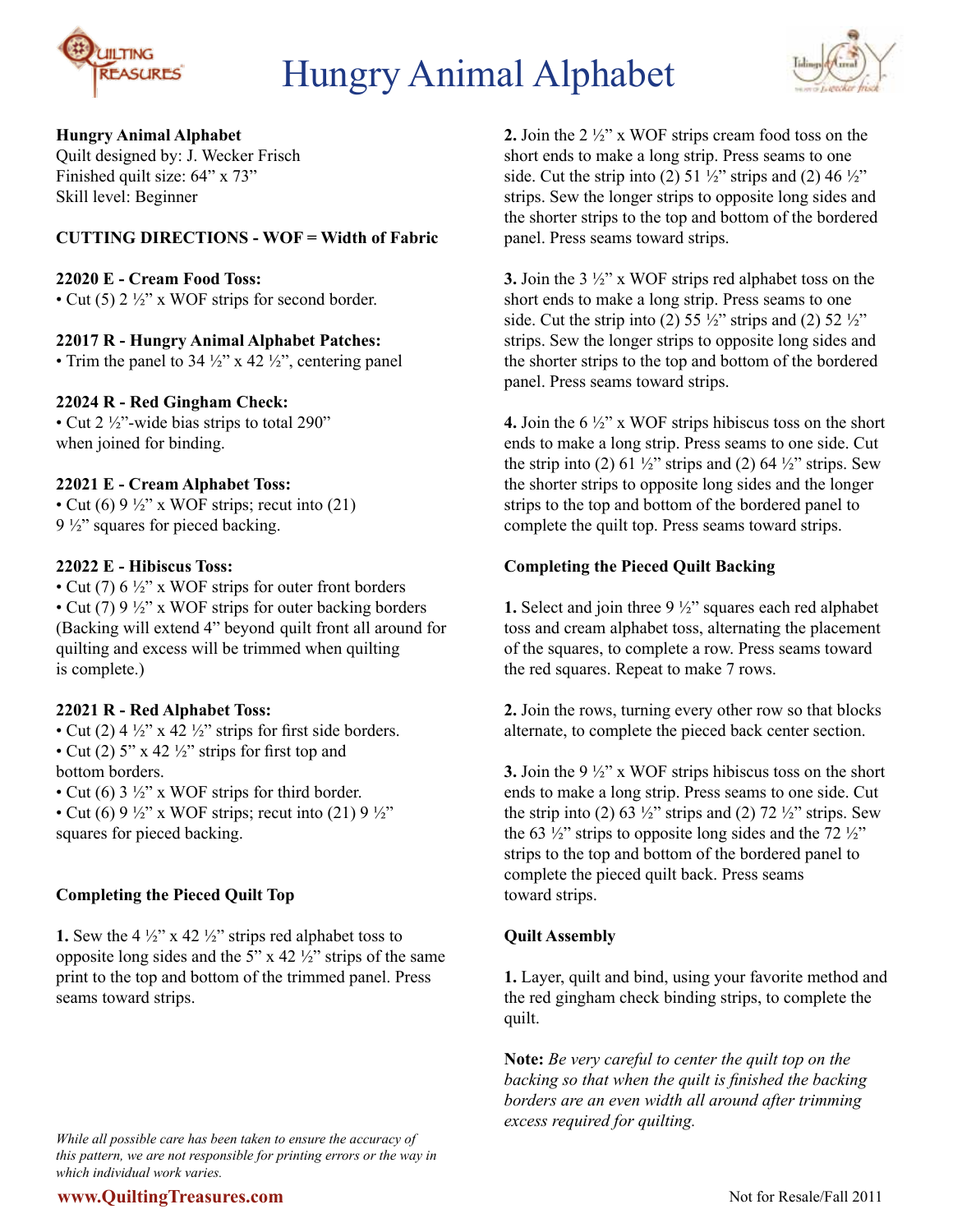# Hungry Animal Alphabet

**Hungry Animal Alphabet**
Quilt designed by: J. Wecker Frisch
Finished quilt size: 64" x 73"
Skill level: Beginner

**CUTTING DIRECTIONS - WOF = Width of Fabric**

**22020 E - Cream Food Toss:**
• Cut (5) 2 ½" x WOF strips for second border.

**22017 R - Hungry Animal Alphabet Patches:**
• Trim the panel to 34 ½" x 42 ½", centering panel

**22024 R - Red Gingham Check:**
• Cut 2 ½"-wide bias strips to total 290" when joined for binding.

**22021 E - Cream Alphabet Toss:**
• Cut (6) 9 ½" x WOF strips; recut into (21) 9 ½" squares for pieced backing.

**22022 E - Hibiscus Toss:**
• Cut (7) 6 ½" x WOF strips for outer front borders
• Cut (7) 9 ½" x WOF strips for outer backing borders (Backing will extend 4" beyond quilt front all around for quilting and excess will be trimmed when quilting is complete.)

**22021 R - Red Alphabet Toss:**
• Cut (2) 4 ½" x 42 ½" strips for first side borders.
• Cut (2) 5" x 42 ½" strips for first top and bottom borders.
• Cut (6) 3 ½" x WOF strips for third border.
• Cut (6) 9 ½" x WOF strips; recut into (21) 9 ½" squares for pieced backing.

**Completing the Pieced Quilt Top**

**1.** Sew the 4 ½" x 42 ½" strips red alphabet toss to opposite long sides and the 5" x 42 ½" strips of the same print to the top and bottom of the trimmed panel. Press seams toward strips.

**2.** Join the 2 ½" x WOF strips cream food toss on the short ends to make a long strip. Press seams to one side. Cut the strip into (2) 51 ½" strips and (2) 46 ½" strips. Sew the longer strips to opposite long sides and the shorter strips to the top and bottom of the bordered panel. Press seams toward strips.

**3.** Join the 3 ½" x WOF strips red alphabet toss on the short ends to make a long strip. Press seams to one side. Cut the strip into (2) 55 ½" strips and (2) 52 ½" strips. Sew the longer strips to opposite long sides and the shorter strips to the top and bottom of the bordered panel. Press seams toward strips.

**4.** Join the 6 ½" x WOF strips hibiscus toss on the short ends to make a long strip. Press seams to one side. Cut the strip into (2) 61 ½" strips and (2) 64 ½" strips. Sew the shorter strips to opposite long sides and the longer strips to the top and bottom of the bordered panel to complete the quilt top. Press seams toward strips.

**Completing the Pieced Quilt Backing**

**1.** Select and join three 9 ½" squares each red alphabet toss and cream alphabet toss, alternating the placement of the squares, to complete a row. Press seams toward the red squares. Repeat to make 7 rows.

**2.** Join the rows, turning every other row so that blocks alternate, to complete the pieced back center section.

**3.** Join the 9 ½" x WOF strips hibiscus toss on the short ends to make a long strip. Press seams to one side. Cut the strip into (2) 63 ½" strips and (2) 72 ½" strips. Sew the 63 ½" strips to opposite long sides and the 72 ½" strips to the top and bottom of the bordered panel to complete the pieced quilt back. Press seams toward strips.

**Quilt Assembly**

**1.** Layer, quilt and bind, using your favorite method and the red gingham check binding strips, to complete the quilt.

**Note:** *Be very careful to center the quilt top on the backing so that when the quilt is finished the backing borders are an even width all around after trimming excess required for quilting.*

*While all possible care has been taken to ensure the accuracy of this pattern, we are not responsible for printing errors or the way in which individual work varies.*

**www.QuiltingTreasures.com**

Not for Resale/Fall 2011